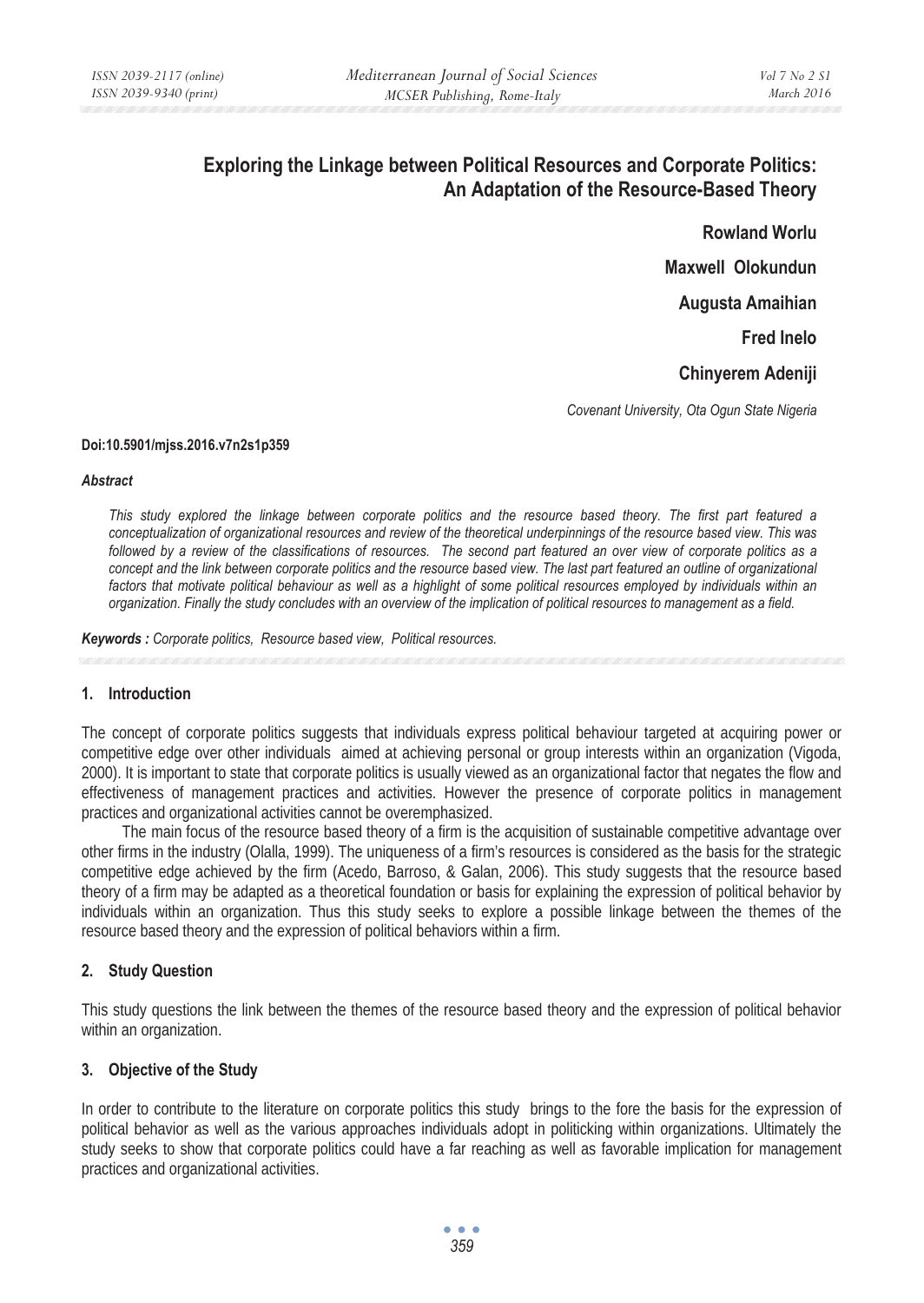# Exploring the Linkage between Political Resources and Corporate Politics: An Adaptation of the Resource-Based Theory

**Rowland Worlu**

**Maxwell Olokundun**

**Augusta Amaihian**

**Fred Inelo**

**Chinyerem Adeniji**

*Covenant University, Ota Ogun State Nigeria*

**Doi:10.5901/mjss.2016.v7n2s1p359**

***Abstract***

*This study explored the linkage between corporate politics and the resource based theory. The first part featured a conceptualization of organizational resources and review of the theoretical underpinnings of the resource based view. This was followed by a review of the classifications of resources. The second part featured an over view of corporate politics as a concept and the link between corporate politics and the resource based view. The last part featured an outline of organizational factors that motivate political behaviour as well as a highlight of some political resources employed by individuals within an organization. Finally the study concludes with an overview of the implication of political resources to management as a field.*

***Keywords :*** *Corporate politics, Resource based view, Political resources.*

## 1. Introduction

The concept of corporate politics suggests that individuals express political behaviour targeted at acquiring power or competitive edge over other individuals aimed at achieving personal or group interests within an organization (Vigoda, 2000). It is important to state that corporate politics is usually viewed as an organizational factor that negates the flow and effectiveness of management practices and activities. However the presence of corporate politics in management practices and organizational activities cannot be overemphasized.

The main focus of the resource based theory of a firm is the acquisition of sustainable competitive advantage over other firms in the industry (Olalla, 1999). The uniqueness of a firm's resources is considered as the basis for the strategic competitive edge achieved by the firm (Acedo, Barroso, & Galan, 2006). This study suggests that the resource based theory of a firm may be adapted as a theoretical foundation or basis for explaining the expression of political behavior by individuals within an organization. Thus this study seeks to explore a possible linkage between the themes of the resource based theory and the expression of political behaviors within a firm.

## 2. Study Question

This study questions the link between the themes of the resource based theory and the expression of political behavior within an organization.

## 3. Objective of the Study

In order to contribute to the literature on corporate politics this study brings to the fore the basis for the expression of political behavior as well as the various approaches individuals adopt in politicking within organizations. Ultimately the study seeks to show that corporate politics could have a far reaching as well as favorable implication for management practices and organizational activities.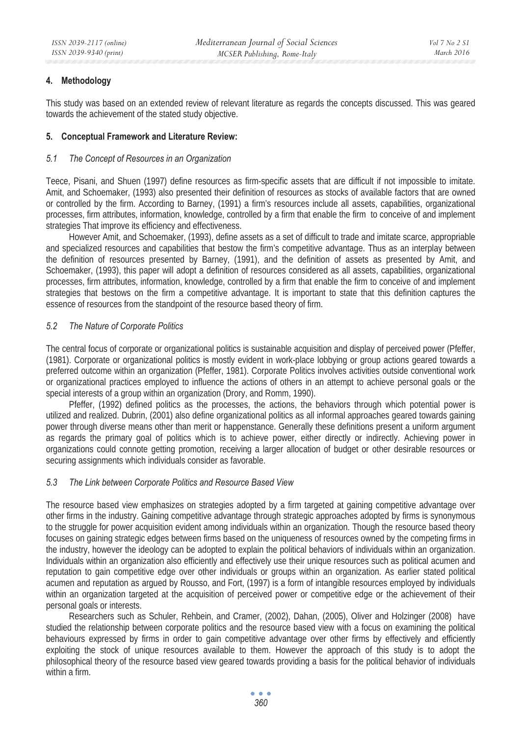## 4. Methodology

This study was based on an extended review of relevant literature as regards the concepts discussed. This was geared towards the achievement of the stated study objective.

## 5. Conceptual Framework and Literature Review:

### *5.1 The Concept of Resources in an Organization*

Teece, Pisani, and Shuen (1997) define resources as firm-specific assets that are difficult if not impossible to imitate. Amit, and Schoemaker, (1993) also presented their definition of resources as stocks of available factors that are owned or controlled by the firm. According to Barney, (1991) a firm's resources include all assets, capabilities, organizational processes, firm attributes, information, knowledge, controlled by a firm that enable the firm to conceive of and implement strategies That improve its efficiency and effectiveness.

However Amit, and Schoemaker, (1993), define assets as a set of difficult to trade and imitate scarce, appropriable and specialized resources and capabilities that bestow the firm's competitive advantage. Thus as an interplay between the definition of resources presented by Barney, (1991), and the definition of assets as presented by Amit, and Schoemaker, (1993), this paper will adopt a definition of resources considered as all assets, capabilities, organizational processes, firm attributes, information, knowledge, controlled by a firm that enable the firm to conceive of and implement strategies that bestows on the firm a competitive advantage. It is important to state that this definition captures the essence of resources from the standpoint of the resource based theory of firm.

### *5.2 The Nature of Corporate Politics*

The central focus of corporate or organizational politics is sustainable acquisition and display of perceived power (Pfeffer, (1981). Corporate or organizational politics is mostly evident in work-place lobbying or group actions geared towards a preferred outcome within an organization (Pfeffer, 1981). Corporate Politics involves activities outside conventional work or organizational practices employed to influence the actions of others in an attempt to achieve personal goals or the special interests of a group within an organization (Drory, and Romm, 1990).

Pfeffer, (1992) defined politics as the processes, the actions, the behaviors through which potential power is utilized and realized. Dubrin, (2001) also define organizational politics as all informal approaches geared towards gaining power through diverse means other than merit or happenstance. Generally these definitions present a uniform argument as regards the primary goal of politics which is to achieve power, either directly or indirectly. Achieving power in organizations could connote getting promotion, receiving a larger allocation of budget or other desirable resources or securing assignments which individuals consider as favorable.

### *5.3 The Link between Corporate Politics and Resource Based View*

The resource based view emphasizes on strategies adopted by a firm targeted at gaining competitive advantage over other firms in the industry. Gaining competitive advantage through strategic approaches adopted by firms is synonymous to the struggle for power acquisition evident among individuals within an organization. Though the resource based theory focuses on gaining strategic edges between firms based on the uniqueness of resources owned by the competing firms in the industry, however the ideology can be adopted to explain the political behaviors of individuals within an organization. Individuals within an organization also efficiently and effectively use their unique resources such as political acumen and reputation to gain competitive edge over other individuals or groups within an organization. As earlier stated political acumen and reputation as argued by Rousso, and Fort, (1997) is a form of intangible resources employed by individuals within an organization targeted at the acquisition of perceived power or competitive edge or the achievement of their personal goals or interests.

Researchers such as Schuler, Rehbein, and Cramer, (2002), Dahan, (2005), Oliver and Holzinger (2008) have studied the relationship between corporate politics and the resource based view with a focus on examining the political behaviours expressed by firms in order to gain competitive advantage over other firms by effectively and efficiently exploiting the stock of unique resources available to them. However the approach of this study is to adopt the philosophical theory of the resource based view geared towards providing a basis for the political behavior of individuals within a firm.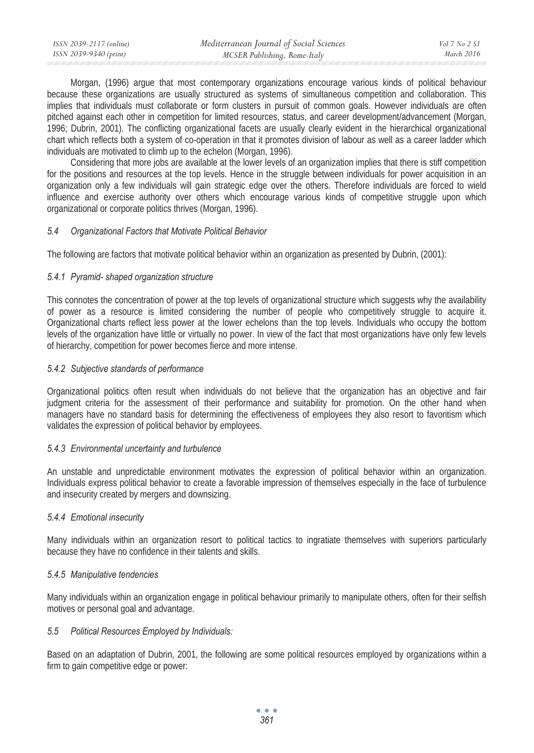Morgan, (1996) argue that most contemporary organizations encourage various kinds of political behaviour because these organizations are usually structured as systems of simultaneous competition and collaboration. This implies that individuals must collaborate or form clusters in pursuit of common goals. However individuals are often pitched against each other in competition for limited resources, status, and career development/advancement (Morgan, 1996; Dubrin, 2001). The conflicting organizational facets are usually clearly evident in the hierarchical organizational chart which reflects both a system of co-operation in that it promotes division of labour as well as a career ladder which individuals are motivated to climb up to the echelon (Morgan, 1996).

Considering that more jobs are available at the lower levels of an organization implies that there is stiff competition for the positions and resources at the top levels. Hence in the struggle between individuals for power acquisition in an organization only a few individuals will gain strategic edge over the others. Therefore individuals are forced to wield influence and exercise authority over others which encourage various kinds of competitive struggle upon which organizational or corporate politics thrives (Morgan, 1996).

### *5.4 Organizational Factors that Motivate Political Behavior*

The following are factors that motivate political behavior within an organization as presented by Dubrin, (2001):

#### *5.4.1 Pyramid- shaped organization structure*

This connotes the concentration of power at the top levels of organizational structure which suggests why the availability of power as a resource is limited considering the number of people who competitively struggle to acquire it. Organizational charts reflect less power at the lower echelons than the top levels. Individuals who occupy the bottom levels of the organization have little or virtually no power. In view of the fact that most organizations have only few levels of hierarchy, competition for power becomes fierce and more intense.

#### *5.4.2 Subjective standards of performance*

Organizational politics often result when individuals do not believe that the organization has an objective and fair judgment criteria for the assessment of their performance and suitability for promotion. On the other hand when managers have no standard basis for determining the effectiveness of employees they also resort to favoritism which validates the expression of political behavior by employees.

#### *5.4.3 Environmental uncertainty and turbulence*

An unstable and unpredictable environment motivates the expression of political behavior within an organization. Individuals express political behavior to create a favorable impression of themselves especially in the face of turbulence and insecurity created by mergers and downsizing.

#### *5.4.4 Emotional insecurity*

Many individuals within an organization resort to political tactics to ingratiate themselves with superiors particularly because they have no confidence in their talents and skills.

#### *5.4.5 Manipulative tendencies*

Many individuals within an organization engage in political behaviour primarily to manipulate others, often for their selfish motives or personal goal and advantage.

### *5.5 Political Resources Employed by Individuals:*

Based on an adaptation of Dubrin, 2001, the following are some political resources employed by organizations within a firm to gain competitive edge or power: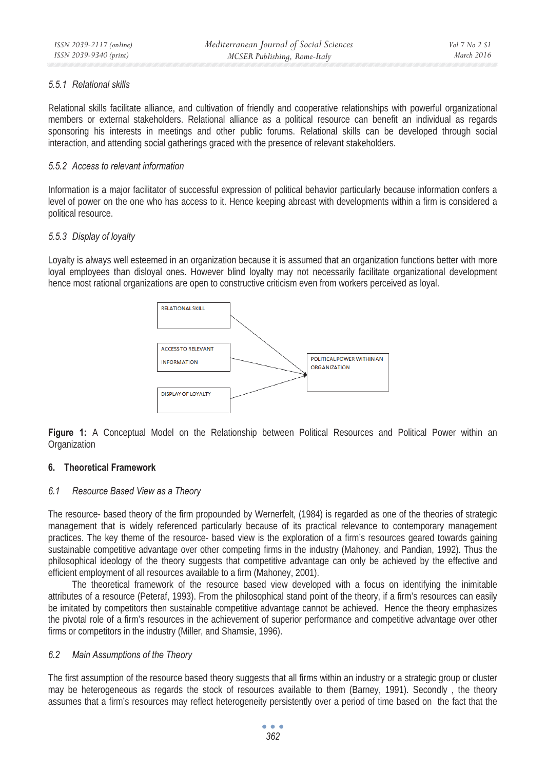### 5.5.1 Relational skills

Relational skills facilitate alliance, and cultivation of friendly and cooperative relationships with powerful organizational members or external stakeholders. Relational alliance as a political resource can benefit an individual as regards sponsoring his interests in meetings and other public forums. Relational skills can be developed through social interaction, and attending social gatherings graced with the presence of relevant stakeholders.

### 5.5.2 Access to relevant information

Information is a major facilitator of successful expression of political behavior particularly because information confers a level of power on the one who has access to it. Hence keeping abreast with developments within a firm is considered a political resource.

### 5.5.3 Display of loyalty

Loyalty is always well esteemed in an organization because it is assumed that an organization functions better with more loyal employees than disloyal ones. However blind loyalty may not necessarily facilitate organizational development hence most rational organizations are open to constructive criticism even from workers perceived as loyal.

RELATIONAL SKILL

ACCESS TO RELEVANT INFORMATION

DISPLAY OF LOYALTY

POLITICAL POWER WITHIN AN ORGANIZATION

**Figure 1:** A Conceptual Model on the Relationship between Political Resources and Political Power within an Organization

## 6. Theoretical Framework

### 6.1 Resource Based View as a Theory

The resource- based theory of the firm propounded by Wernerfelt, (1984) is regarded as one of the theories of strategic management that is widely referenced particularly because of its practical relevance to contemporary management practices. The key theme of the resource- based view is the exploration of a firm's resources geared towards gaining sustainable competitive advantage over other competing firms in the industry (Mahoney, and Pandian, 1992). Thus the philosophical ideology of the theory suggests that competitive advantage can only be achieved by the effective and efficient employment of all resources available to a firm (Mahoney, 2001).

The theoretical framework of the resource based view developed with a focus on identifying the inimitable attributes of a resource (Peteraf, 1993). From the philosophical stand point of the theory, if a firm's resources can easily be imitated by competitors then sustainable competitive advantage cannot be achieved. Hence the theory emphasizes the pivotal role of a firm's resources in the achievement of superior performance and competitive advantage over other firms or competitors in the industry (Miller, and Shamsie, 1996).

### 6.2 Main Assumptions of the Theory

The first assumption of the resource based theory suggests that all firms within an industry or a strategic group or cluster may be heterogeneous as regards the stock of resources available to them (Barney, 1991). Secondly , the theory assumes that a firm's resources may reflect heterogeneity persistently over a period of time based on the fact that the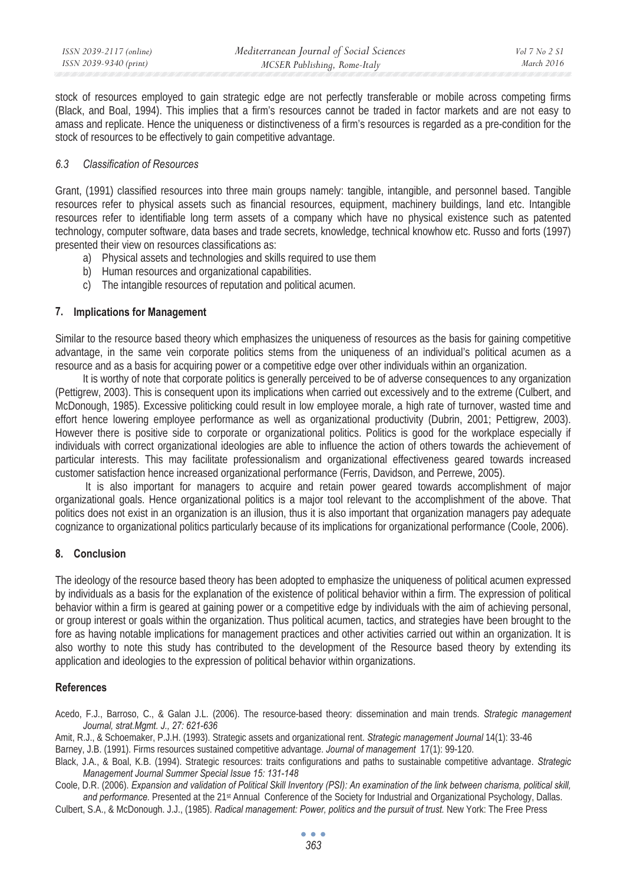stock of resources employed to gain strategic edge are not perfectly transferable or mobile across competing firms (Black, and Boal, 1994). This implies that a firm's resources cannot be traded in factor markets and are not easy to amass and replicate. Hence the uniqueness or distinctiveness of a firm's resources is regarded as a pre-condition for the stock of resources to be effectively to gain competitive advantage.

### *6.3 Classification of Resources*

Grant, (1991) classified resources into three main groups namely: tangible, intangible, and personnel based. Tangible resources refer to physical assets such as financial resources, equipment, machinery buildings, land etc. Intangible resources refer to identifiable long term assets of a company which have no physical existence such as patented technology, computer software, data bases and trade secrets, knowledge, technical knowhow etc. Russo and forts (1997) presented their view on resources classifications as:

a) Physical assets and technologies and skills required to use them
b) Human resources and organizational capabilities.
c) The intangible resources of reputation and political acumen.

## 7. Implications for Management

Similar to the resource based theory which emphasizes the uniqueness of resources as the basis for gaining competitive advantage, in the same vein corporate politics stems from the uniqueness of an individual's political acumen as a resource and as a basis for acquiring power or a competitive edge over other individuals within an organization.

It is worthy of note that corporate politics is generally perceived to be of adverse consequences to any organization (Pettigrew, 2003). This is consequent upon its implications when carried out excessively and to the extreme (Culbert, and McDonough, 1985). Excessive politicking could result in low employee morale, a high rate of turnover, wasted time and effort hence lowering employee performance as well as organizational productivity (Dubrin, 2001; Pettigrew, 2003). However there is positive side to corporate or organizational politics. Politics is good for the workplace especially if individuals with correct organizational ideologies are able to influence the action of others towards the achievement of particular interests. This may facilitate professionalism and organizational effectiveness geared towards increased customer satisfaction hence increased organizational performance (Ferris, Davidson, and Perrewe, 2005).

It is also important for managers to acquire and retain power geared towards accomplishment of major organizational goals. Hence organizational politics is a major tool relevant to the accomplishment of the above. That politics does not exist in an organization is an illusion, thus it is also important that organization managers pay adequate cognizance to organizational politics particularly because of its implications for organizational performance (Coole, 2006).

## 8. Conclusion

The ideology of the resource based theory has been adopted to emphasize the uniqueness of political acumen expressed by individuals as a basis for the explanation of the existence of political behavior within a firm. The expression of political behavior within a firm is geared at gaining power or a competitive edge by individuals with the aim of achieving personal, or group interest or goals within the organization. Thus political acumen, tactics, and strategies have been brought to the fore as having notable implications for management practices and other activities carried out within an organization. It is also worthy to note this study has contributed to the development of the Resource based theory by extending its application and ideologies to the expression of political behavior within organizations.

## References

Acedo, F.J., Barroso, C., & Galan J.L. (2006). The resource-based theory: dissemination and main trends. *Strategic management Journal, strat.Mgmt. J., 27: 621-636*

Amit, R.J., & Schoemaker, P.J.H. (1993). Strategic assets and organizational rent. *Strategic management Journal* 14(1): 33-46

Barney, J.B. (1991). Firms resources sustained competitive advantage. *Journal of management* 17(1): 99-120.

Black, J.A., & Boal, K.B. (1994). Strategic resources: traits configurations and paths to sustainable competitive advantage. *Strategic Management Journal Summer Special Issue 15: 131-148*

Coole, D.R. (2006). *Expansion and validation of Political Skill Inventory (PSI): An examination of the link between charisma, political skill, and performance.* Presented at the 21st Annual Conference of the Society for Industrial and Organizational Psychology, Dallas.

Culbert, S.A., & McDonough. J.J., (1985). *Radical management: Power, politics and the pursuit of trust.* New York: The Free Press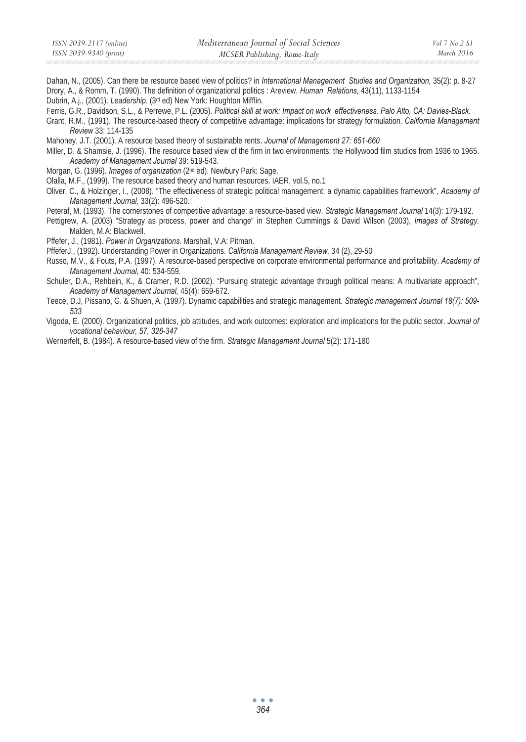Dahan, N., (2005). Can there be resource based view of politics? in *International Management Studies and Organization,* 35(2): p. 8-27

Drory, A., & Romm, T. (1990). The definition of organizational politics : Areview. *Human Relations,* 43(11), 1133-1154

Dubrin, A.j., (2001). *Leadership.* (3rd ed) New York: Houghton Mifflin.

Ferris, G.R., Davidson, S.L., & Perrewe, P.L. (2005). *Political skill at work: Impact on work effectiveness. Palo Alto, CA: Davies-Black.*

Grant, R.M., (1991). The resource-based theory of competitive advantage: implications for strategy formulation. *California Management Review* 33: 114-135

Mahoney, J.T. (2001). A resource based theory of sustainable rents. *Journal of Management 27: 651-660*

Miller, D. & Shamsie, J. (1996). The resource based view of the firm in two environments: the Hollywood film studios from 1936 to 1965. *Academy of Management Journal* 39: 519-543.

Morgan, G. (1996). *Images of organization* (2nd ed). Newbury Park: Sage.

Olalla, M.F., (1999). The resource based theory and human resources. IAER, vol.5, no.1

Oliver, C., & Holzinger, I., (2008). "The effectiveness of strategic political management: a dynamic capabilities framework", *Academy of Management Journal,* 33(2): 496-520.

Peteraf, M. (1993). The cornerstones of competitive advantage: a resource-based view. *Strategic Management Journal* 14(3): 179-192.

Pettigrew, A. (2003) "Strategy as process, power and change" in Stephen Cummings & David Wilson (2003), *Images of Strategy.* Malden, M.A: Blackwell.

Pffefer, J., (1981). *Power in Organizations.* Marshall, V.A: Pitman.

PffeferJ., (1992). Understanding Power in Organizations. *California Management Review,* 34 (2), 29-50

Russo, M.V., & Fouts, P.A. (1997). A resource-based perspective on corporate environmental performance and profitability. *Academy of Management Journal,* 40: 534-559.

Schuler, D.A., Rehbein, K., & Cramer, R.D. (2002). "Pursuing strategic advantage through political means: A multivariate approach", *Academy of Management Journal,* 45(4): 659-672.

Teece, D.J, Pissano, G. & Shuen, A. (1997). Dynamic capabilities and strategic management. *Strategic management Journal 18(7): 509-533*

Vigoda, E. (2000). Organizational politics, job attitudes, and work outcomes: exploration and implications for the public sector. *Journal of vocational behaviour, 57, 326-347*

Wernerfelt, B. (1984). A resource-based view of the firm. *Strategic Management Journal* 5(2): 171-180